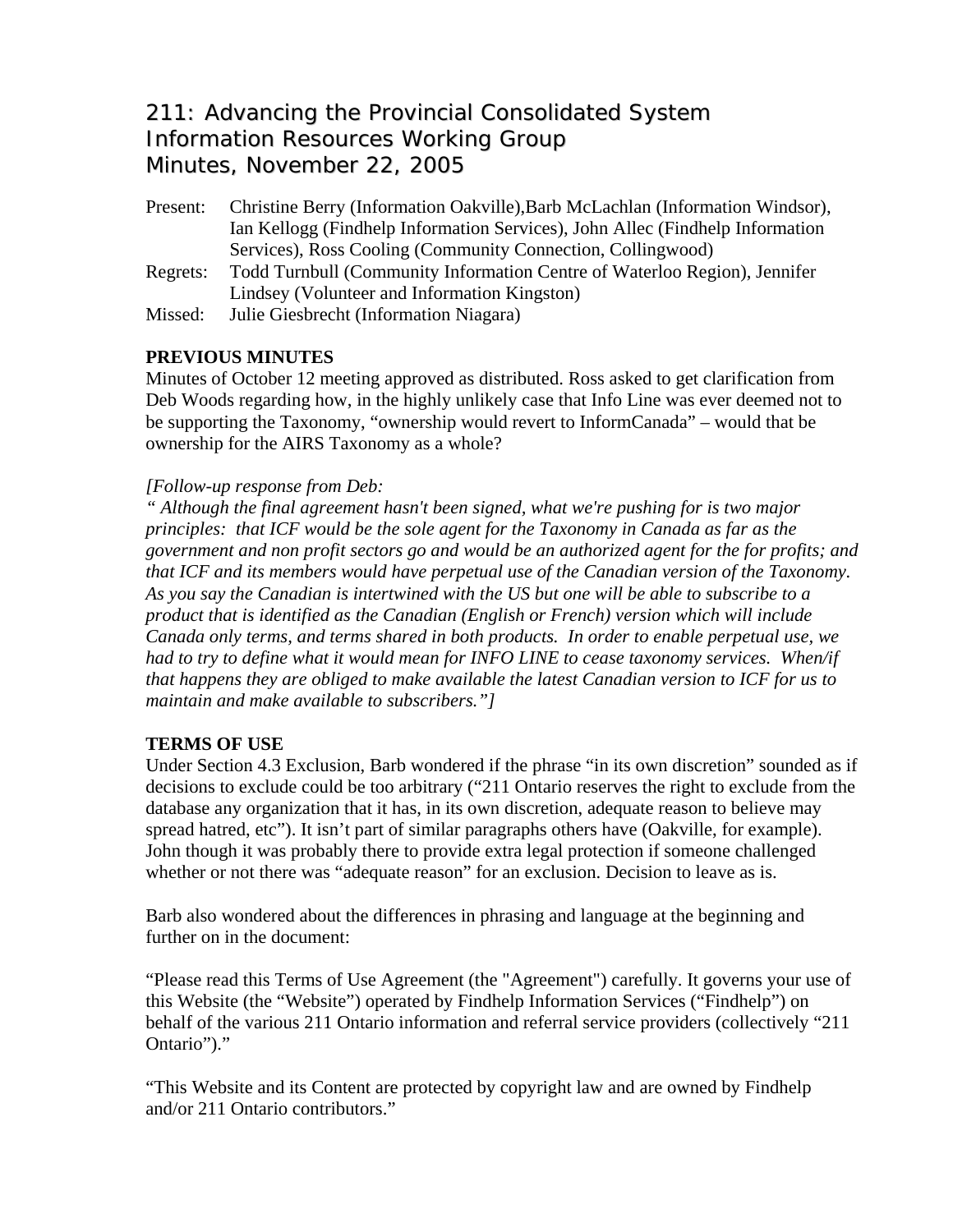# 211: Advancing the Provincial Consolidated System
# Information Resources Working Group
# Minutes, November 22, 2005

Present: Christine Berry (Information Oakville),Barb McLachlan (Information Windsor), Ian Kellogg (Findhelp Information Services), John Allec (Findhelp Information Services), Ross Cooling (Community Connection, Collingwood)

Regrets: Todd Turnbull (Community Information Centre of Waterloo Region), Jennifer Lindsey (Volunteer and Information Kingston)

Missed: Julie Giesbrecht (Information Niagara)

**PREVIOUS MINUTES**

Minutes of October 12 meeting approved as distributed. Ross asked to get clarification from Deb Woods regarding how, in the highly unlikely case that Info Line was ever deemed not to be supporting the Taxonomy, "ownership would revert to InformCanada" – would that be ownership for the AIRS Taxonomy as a whole?

*[Follow-up response from Deb:*

*" Although the final agreement hasn't been signed, what we're pushing for is two major principles: that ICF would be the sole agent for the Taxonomy in Canada as far as the government and non profit sectors go and would be an authorized agent for the for profits; and that ICF and its members would have perpetual use of the Canadian version of the Taxonomy. As you say the Canadian is intertwined with the US but one will be able to subscribe to a product that is identified as the Canadian (English or French) version which will include Canada only terms, and terms shared in both products. In order to enable perpetual use, we had to try to define what it would mean for INFO LINE to cease taxonomy services. When/if that happens they are obliged to make available the latest Canadian version to ICF for us to maintain and make available to subscribers."]*

**TERMS OF USE**

Under Section 4.3 Exclusion, Barb wondered if the phrase "in its own discretion" sounded as if decisions to exclude could be too arbitrary ("211 Ontario reserves the right to exclude from the database any organization that it has, in its own discretion, adequate reason to believe may spread hatred, etc"). It isn't part of similar paragraphs others have (Oakville, for example). John though it was probably there to provide extra legal protection if someone challenged whether or not there was "adequate reason" for an exclusion. Decision to leave as is.

Barb also wondered about the differences in phrasing and language at the beginning and further on in the document:

"Please read this Terms of Use Agreement (the "Agreement") carefully. It governs your use of this Website (the "Website") operated by Findhelp Information Services ("Findhelp") on behalf of the various 211 Ontario information and referral service providers (collectively "211 Ontario")."

"This Website and its Content are protected by copyright law and are owned by Findhelp and/or 211 Ontario contributors."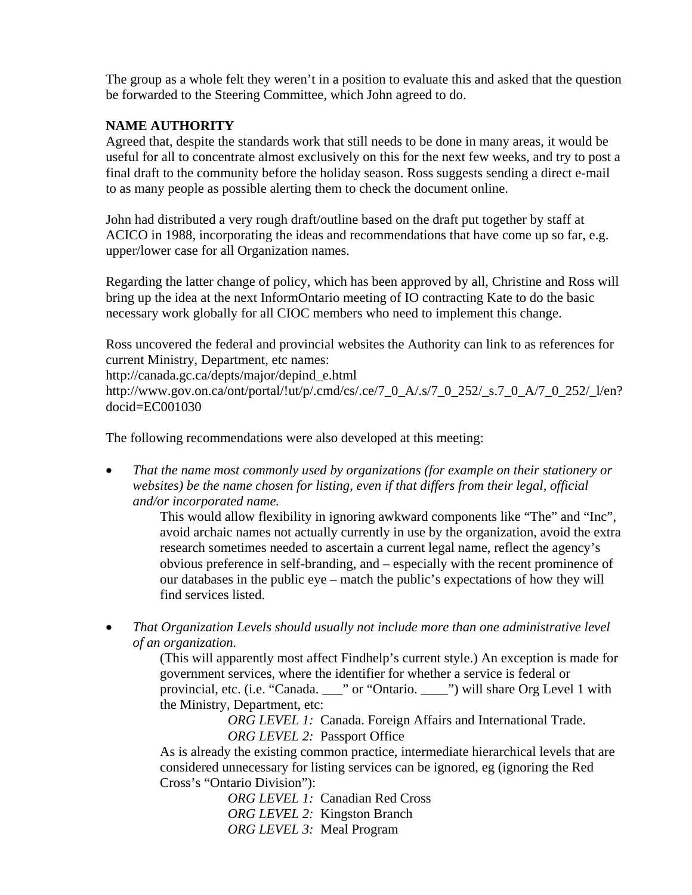The group as a whole felt they weren't in a position to evaluate this and asked that the question be forwarded to the Steering Committee, which John agreed to do.

**NAME AUTHORITY**

Agreed that, despite the standards work that still needs to be done in many areas, it would be useful for all to concentrate almost exclusively on this for the next few weeks, and try to post a final draft to the community before the holiday season. Ross suggests sending a direct e-mail to as many people as possible alerting them to check the document online.

John had distributed a very rough draft/outline based on the draft put together by staff at ACICO in 1988, incorporating the ideas and recommendations that have come up so far, e.g. upper/lower case for all Organization names.

Regarding the latter change of policy, which has been approved by all, Christine and Ross will bring up the idea at the next InformOntario meeting of IO contracting Kate to do the basic necessary work globally for all CIOC members who need to implement this change.

Ross uncovered the federal and provincial websites the Authority can link to as references for current Ministry, Department, etc names:
http://canada.gc.ca/depts/major/depind_e.html
http://www.gov.on.ca/ont/portal/!ut/p/.cmd/cs/.ce/7_0_A/.s/7_0_252/_s.7_0_A/7_0_252/_l/en?docid=EC001030

The following recommendations were also developed at this meeting:

- *That the name most commonly used by organizations (for example on their stationery or websites) be the name chosen for listing, even if that differs from their legal, official and/or incorporated name.*

  This would allow flexibility in ignoring awkward components like "The" and "Inc", avoid archaic names not actually currently in use by the organization, avoid the extra research sometimes needed to ascertain a current legal name, reflect the agency's obvious preference in self-branding, and – especially with the recent prominence of our databases in the public eye – match the public's expectations of how they will find services listed.

- *That Organization Levels should usually not include more than one administrative level of an organization.*

  (This will apparently most affect Findhelp's current style.) An exception is made for government services, where the identifier for whether a service is federal or provincial, etc. (i.e. "Canada. ___" or "Ontario. ____") will share Org Level 1 with the Ministry, Department, etc:

  *ORG LEVEL 1:* Canada. Foreign Affairs and International Trade.
  *ORG LEVEL 2:* Passport Office

  As is already the existing common practice, intermediate hierarchical levels that are considered unnecessary for listing services can be ignored, eg (ignoring the Red Cross's "Ontario Division"):

  *ORG LEVEL 1:* Canadian Red Cross
  *ORG LEVEL 2:* Kingston Branch
  *ORG LEVEL 3:* Meal Program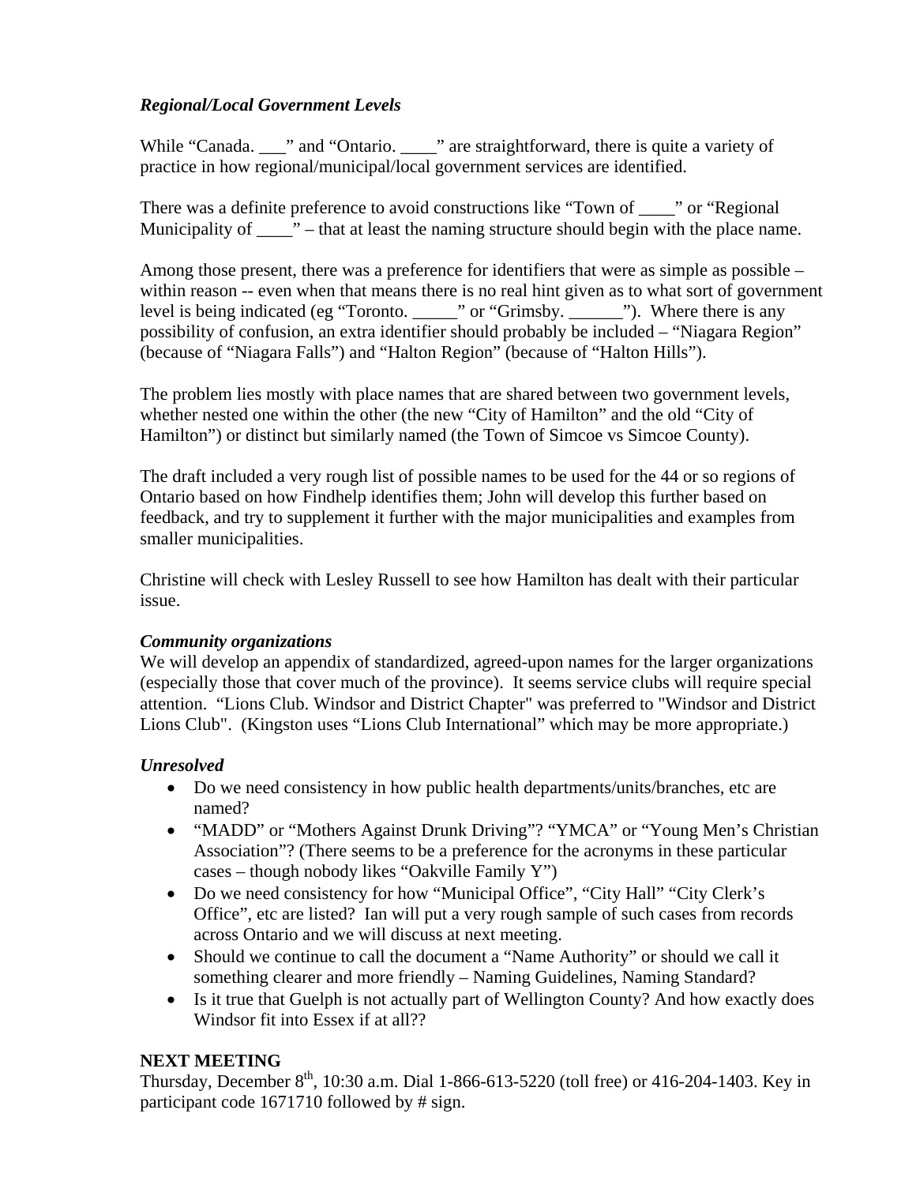### *Regional/Local Government Levels*

While "Canada. ___" and "Ontario. ____" are straightforward, there is quite a variety of practice in how regional/municipal/local government services are identified.

There was a definite preference to avoid constructions like "Town of ____" or "Regional Municipality of ____" – that at least the naming structure should begin with the place name.

Among those present, there was a preference for identifiers that were as simple as possible – within reason -- even when that means there is no real hint given as to what sort of government level is being indicated (eg "Toronto. _____" or "Grimsby. ______"). Where there is any possibility of confusion, an extra identifier should probably be included – "Niagara Region" (because of "Niagara Falls") and "Halton Region" (because of "Halton Hills").

The problem lies mostly with place names that are shared between two government levels, whether nested one within the other (the new "City of Hamilton" and the old "City of Hamilton") or distinct but similarly named (the Town of Simcoe vs Simcoe County).

The draft included a very rough list of possible names to be used for the 44 or so regions of Ontario based on how Findhelp identifies them; John will develop this further based on feedback, and try to supplement it further with the major municipalities and examples from smaller municipalities.

Christine will check with Lesley Russell to see how Hamilton has dealt with their particular issue.

### *Community organizations*

We will develop an appendix of standardized, agreed-upon names for the larger organizations (especially those that cover much of the province). It seems service clubs will require special attention. "Lions Club. Windsor and District Chapter" was preferred to "Windsor and District Lions Club". (Kingston uses "Lions Club International" which may be more appropriate.)

### *Unresolved*

- Do we need consistency in how public health departments/units/branches, etc are named?
- "MADD" or "Mothers Against Drunk Driving"? "YMCA" or "Young Men's Christian Association"? (There seems to be a preference for the acronyms in these particular cases – though nobody likes "Oakville Family Y")
- Do we need consistency for how "Municipal Office", "City Hall" "City Clerk's Office", etc are listed? Ian will put a very rough sample of such cases from records across Ontario and we will discuss at next meeting.
- Should we continue to call the document a "Name Authority" or should we call it something clearer and more friendly – Naming Guidelines, Naming Standard?
- Is it true that Guelph is not actually part of Wellington County? And how exactly does Windsor fit into Essex if at all??

### **NEXT MEETING**

Thursday, December 8th, 10:30 a.m. Dial 1-866-613-5220 (toll free) or 416-204-1403. Key in participant code 1671710 followed by # sign.